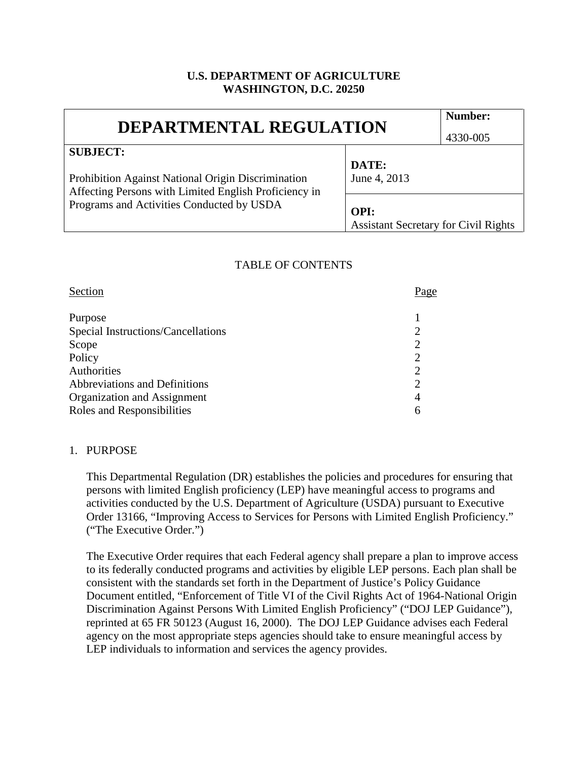**U.S. DEPARTMENT OF AGRICULTURE**
**WASHINGTON, D.C. 20250**

| **DEPARTMENTAL REGULATION** | | **Number:** 4330-005 |
|---|---|---|
| **SUBJECT:** Prohibition Against National Origin Discrimination Affecting Persons with Limited English Proficiency in Programs and Activities Conducted by USDA | **DATE:** June 4, 2013 | |
| | **OPI:** Assistant Secretary for Civil Rights | |

TABLE OF CONTENTS

| Section | Page |
|---|---|
| Purpose | 1 |
| Special Instructions/Cancellations | 2 |
| Scope | 2 |
| Policy | 2 |
| Authorities | 2 |
| Abbreviations and Definitions | 2 |
| Organization and Assignment | 4 |
| Roles and Responsibilities | 6 |

1. PURPOSE

   This Departmental Regulation (DR) establishes the policies and procedures for ensuring that persons with limited English proficiency (LEP) have meaningful access to programs and activities conducted by the U.S. Department of Agriculture (USDA) pursuant to Executive Order 13166, "Improving Access to Services for Persons with Limited English Proficiency." ("The Executive Order.")

   The Executive Order requires that each Federal agency shall prepare a plan to improve access to its federally conducted programs and activities by eligible LEP persons. Each plan shall be consistent with the standards set forth in the Department of Justice's Policy Guidance Document entitled, "Enforcement of Title VI of the Civil Rights Act of 1964-National Origin Discrimination Against Persons With Limited English Proficiency" ("DOJ LEP Guidance"), reprinted at 65 FR 50123 (August 16, 2000). The DOJ LEP Guidance advises each Federal agency on the most appropriate steps agencies should take to ensure meaningful access by LEP individuals to information and services the agency provides.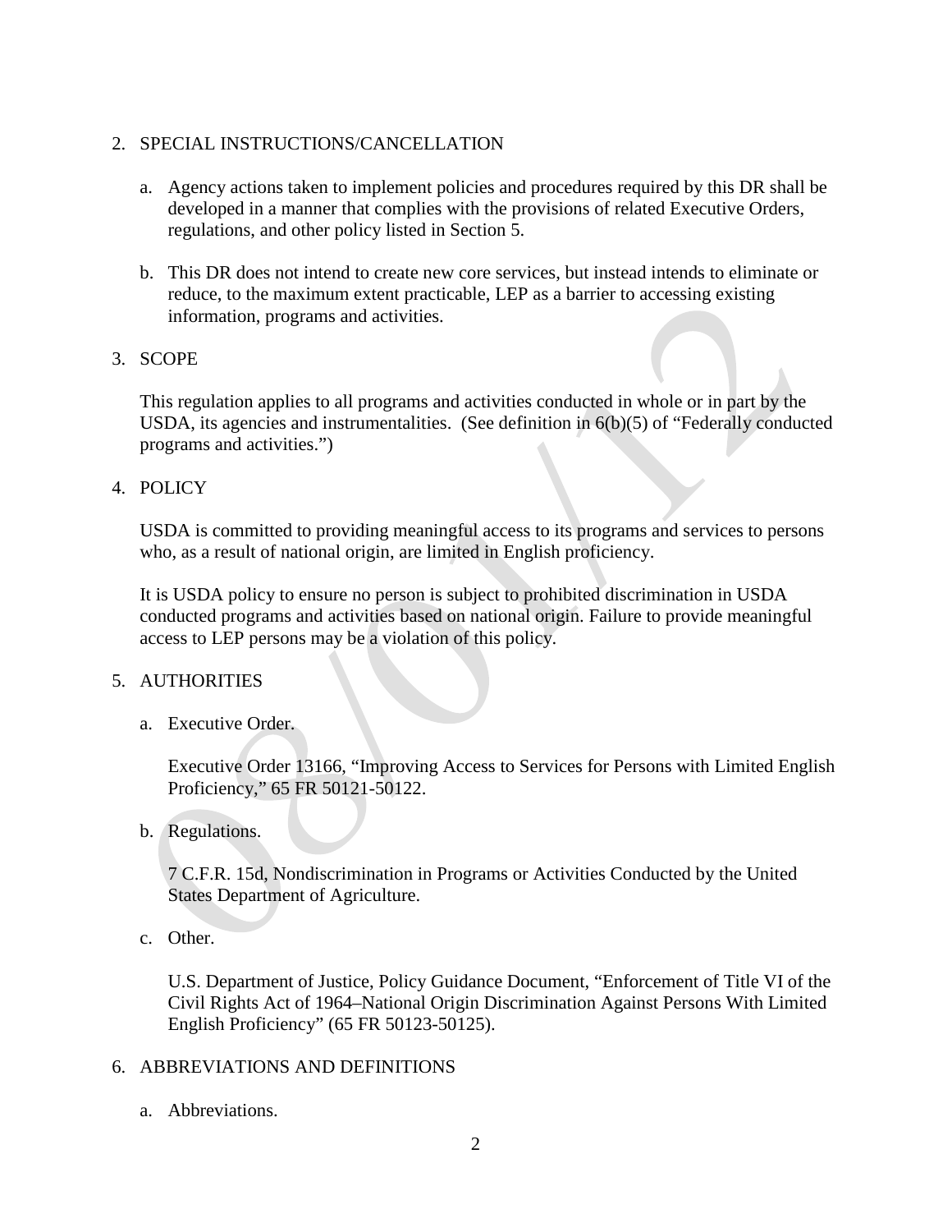2. SPECIAL INSTRUCTIONS/CANCELLATION

   a. Agency actions taken to implement policies and procedures required by this DR shall be developed in a manner that complies with the provisions of related Executive Orders, regulations, and other policy listed in Section 5.

   b. This DR does not intend to create new core services, but instead intends to eliminate or reduce, to the maximum extent practicable, LEP as a barrier to accessing existing information, programs and activities.

3. SCOPE

   This regulation applies to all programs and activities conducted in whole or in part by the USDA, its agencies and instrumentalities. (See definition in 6(b)(5) of "Federally conducted programs and activities.")

4. POLICY

   USDA is committed to providing meaningful access to its programs and services to persons who, as a result of national origin, are limited in English proficiency.

   It is USDA policy to ensure no person is subject to prohibited discrimination in USDA conducted programs and activities based on national origin. Failure to provide meaningful access to LEP persons may be a violation of this policy.

5. AUTHORITIES

   a. Executive Order.

      Executive Order 13166, "Improving Access to Services for Persons with Limited English Proficiency," 65 FR 50121-50122.

   b. Regulations.

      7 C.F.R. 15d, Nondiscrimination in Programs or Activities Conducted by the United States Department of Agriculture.

   c. Other.

      U.S. Department of Justice, Policy Guidance Document, "Enforcement of Title VI of the Civil Rights Act of 1964–National Origin Discrimination Against Persons With Limited English Proficiency" (65 FR 50123-50125).

6. ABBREVIATIONS AND DEFINITIONS

   a. Abbreviations.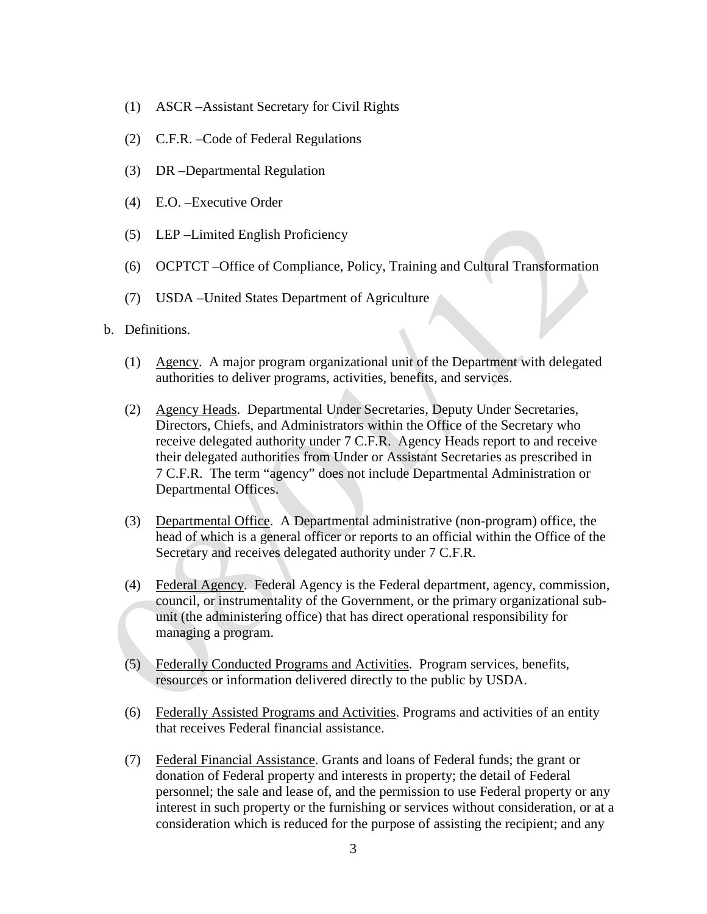(1) ASCR –Assistant Secretary for Civil Rights

(2) C.F.R. –Code of Federal Regulations

(3) DR –Departmental Regulation

(4) E.O. –Executive Order

(5) LEP –Limited English Proficiency

(6) OCPTCT –Office of Compliance, Policy, Training and Cultural Transformation

(7) USDA –United States Department of Agriculture

b. Definitions.

(1) Agency. A major program organizational unit of the Department with delegated authorities to deliver programs, activities, benefits, and services.

(2) Agency Heads. Departmental Under Secretaries, Deputy Under Secretaries, Directors, Chiefs, and Administrators within the Office of the Secretary who receive delegated authority under 7 C.F.R. Agency Heads report to and receive their delegated authorities from Under or Assistant Secretaries as prescribed in 7 C.F.R. The term "agency" does not include Departmental Administration or Departmental Offices.

(3) Departmental Office. A Departmental administrative (non-program) office, the head of which is a general officer or reports to an official within the Office of the Secretary and receives delegated authority under 7 C.F.R.

(4) Federal Agency. Federal Agency is the Federal department, agency, commission, council, or instrumentality of the Government, or the primary organizational sub-unit (the administering office) that has direct operational responsibility for managing a program.

(5) Federally Conducted Programs and Activities. Program services, benefits, resources or information delivered directly to the public by USDA.

(6) Federally Assisted Programs and Activities. Programs and activities of an entity that receives Federal financial assistance.

(7) Federal Financial Assistance. Grants and loans of Federal funds; the grant or donation of Federal property and interests in property; the detail of Federal personnel; the sale and lease of, and the permission to use Federal property or any interest in such property or the furnishing or services without consideration, or at a consideration which is reduced for the purpose of assisting the recipient; and any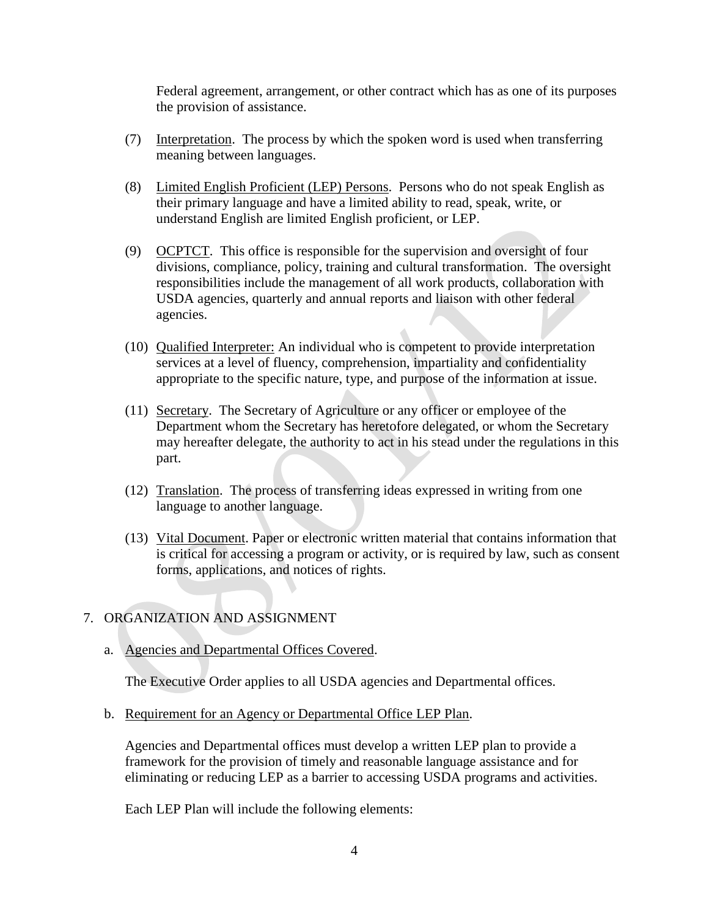Federal agreement, arrangement, or other contract which has as one of its purposes the provision of assistance.

(7) Interpretation. The process by which the spoken word is used when transferring meaning between languages.

(8) Limited English Proficient (LEP) Persons. Persons who do not speak English as their primary language and have a limited ability to read, speak, write, or understand English are limited English proficient, or LEP.

(9) OCPTCT. This office is responsible for the supervision and oversight of four divisions, compliance, policy, training and cultural transformation. The oversight responsibilities include the management of all work products, collaboration with USDA agencies, quarterly and annual reports and liaison with other federal agencies.

(10) Qualified Interpreter: An individual who is competent to provide interpretation services at a level of fluency, comprehension, impartiality and confidentiality appropriate to the specific nature, type, and purpose of the information at issue.

(11) Secretary. The Secretary of Agriculture or any officer or employee of the Department whom the Secretary has heretofore delegated, or whom the Secretary may hereafter delegate, the authority to act in his stead under the regulations in this part.

(12) Translation. The process of transferring ideas expressed in writing from one language to another language.

(13) Vital Document. Paper or electronic written material that contains information that is critical for accessing a program or activity, or is required by law, such as consent forms, applications, and notices of rights.

7. ORGANIZATION AND ASSIGNMENT

a. Agencies and Departmental Offices Covered.

The Executive Order applies to all USDA agencies and Departmental offices.

b. Requirement for an Agency or Departmental Office LEP Plan.

Agencies and Departmental offices must develop a written LEP plan to provide a framework for the provision of timely and reasonable language assistance and for eliminating or reducing LEP as a barrier to accessing USDA programs and activities.

Each LEP Plan will include the following elements: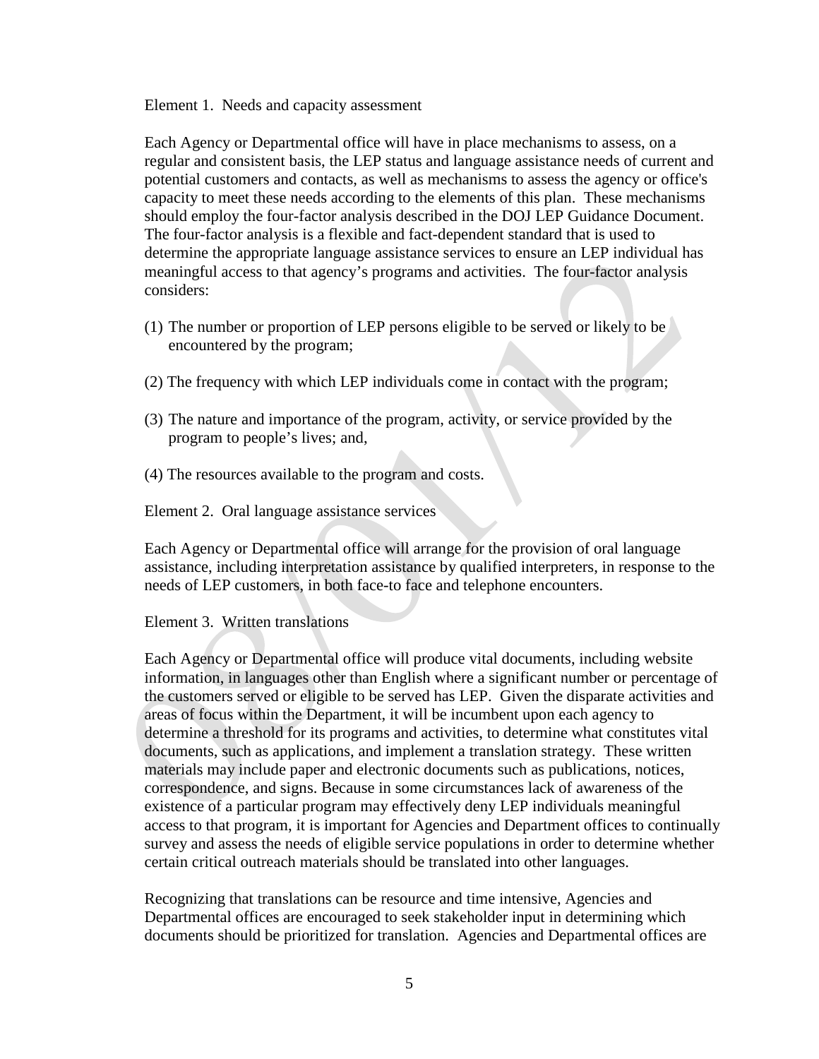Element 1. Needs and capacity assessment

Each Agency or Departmental office will have in place mechanisms to assess, on a regular and consistent basis, the LEP status and language assistance needs of current and potential customers and contacts, as well as mechanisms to assess the agency or office's capacity to meet these needs according to the elements of this plan. These mechanisms should employ the four-factor analysis described in the DOJ LEP Guidance Document. The four-factor analysis is a flexible and fact-dependent standard that is used to determine the appropriate language assistance services to ensure an LEP individual has meaningful access to that agency's programs and activities. The four-factor analysis considers:

(1) The number or proportion of LEP persons eligible to be served or likely to be encountered by the program;

(2) The frequency with which LEP individuals come in contact with the program;

(3) The nature and importance of the program, activity, or service provided by the program to people's lives; and,

(4) The resources available to the program and costs.

Element 2. Oral language assistance services

Each Agency or Departmental office will arrange for the provision of oral language assistance, including interpretation assistance by qualified interpreters, in response to the needs of LEP customers, in both face-to face and telephone encounters.

Element 3. Written translations

Each Agency or Departmental office will produce vital documents, including website information, in languages other than English where a significant number or percentage of the customers served or eligible to be served has LEP. Given the disparate activities and areas of focus within the Department, it will be incumbent upon each agency to determine a threshold for its programs and activities, to determine what constitutes vital documents, such as applications, and implement a translation strategy. These written materials may include paper and electronic documents such as publications, notices, correspondence, and signs. Because in some circumstances lack of awareness of the existence of a particular program may effectively deny LEP individuals meaningful access to that program, it is important for Agencies and Department offices to continually survey and assess the needs of eligible service populations in order to determine whether certain critical outreach materials should be translated into other languages.

Recognizing that translations can be resource and time intensive, Agencies and Departmental offices are encouraged to seek stakeholder input in determining which documents should be prioritized for translation. Agencies and Departmental offices are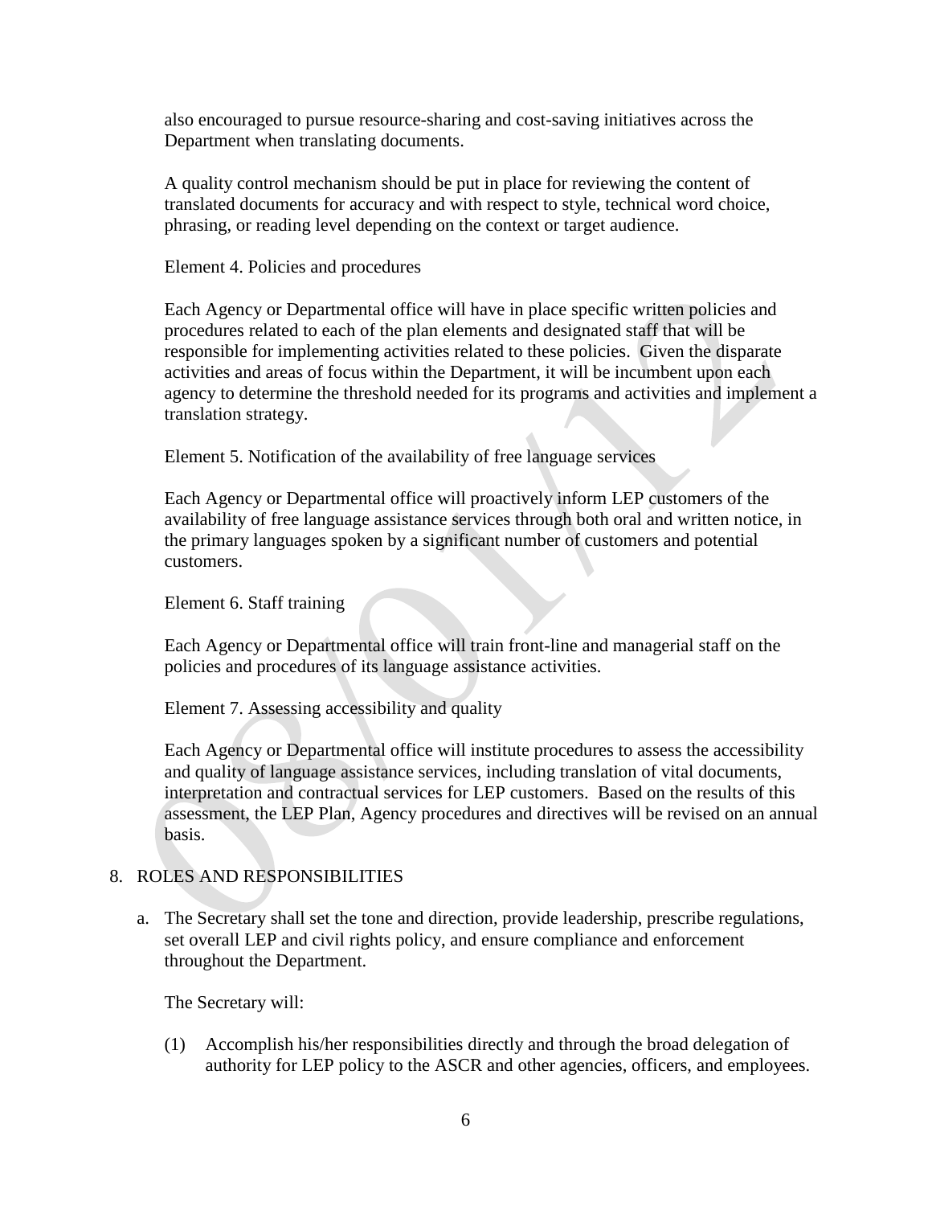also encouraged to pursue resource-sharing and cost-saving initiatives across the Department when translating documents.

A quality control mechanism should be put in place for reviewing the content of translated documents for accuracy and with respect to style, technical word choice, phrasing, or reading level depending on the context or target audience.

Element 4. Policies and procedures

Each Agency or Departmental office will have in place specific written policies and procedures related to each of the plan elements and designated staff that will be responsible for implementing activities related to these policies. Given the disparate activities and areas of focus within the Department, it will be incumbent upon each agency to determine the threshold needed for its programs and activities and implement a translation strategy.

Element 5. Notification of the availability of free language services

Each Agency or Departmental office will proactively inform LEP customers of the availability of free language assistance services through both oral and written notice, in the primary languages spoken by a significant number of customers and potential customers.

Element 6. Staff training

Each Agency or Departmental office will train front-line and managerial staff on the policies and procedures of its language assistance activities.

Element 7. Assessing accessibility and quality

Each Agency or Departmental office will institute procedures to assess the accessibility and quality of language assistance services, including translation of vital documents, interpretation and contractual services for LEP customers. Based on the results of this assessment, the LEP Plan, Agency procedures and directives will be revised on an annual basis.

8. ROLES AND RESPONSIBILITIES

   a. The Secretary shall set the tone and direction, provide leadership, prescribe regulations, set overall LEP and civil rights policy, and ensure compliance and enforcement throughout the Department.

      The Secretary will:

      (1) Accomplish his/her responsibilities directly and through the broad delegation of authority for LEP policy to the ASCR and other agencies, officers, and employees.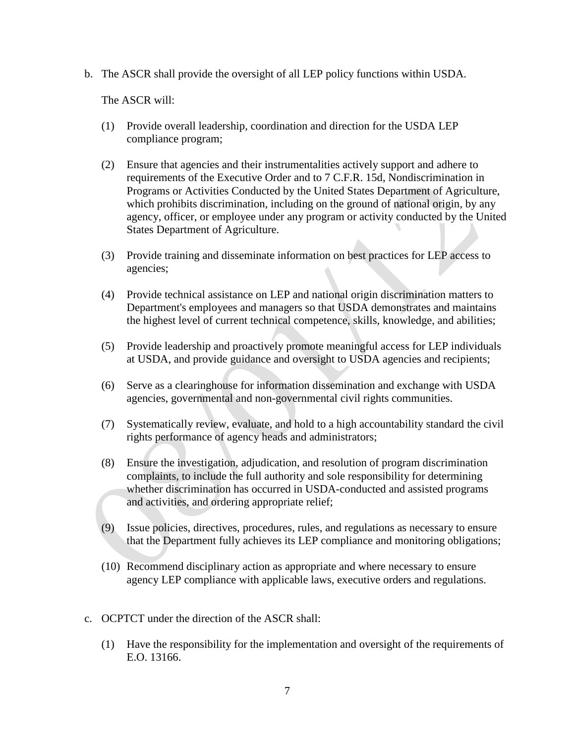b. The ASCR shall provide the oversight of all LEP policy functions within USDA.

   The ASCR will:

   (1) Provide overall leadership, coordination and direction for the USDA LEP compliance program;

   (2) Ensure that agencies and their instrumentalities actively support and adhere to requirements of the Executive Order and to 7 C.F.R. 15d, Nondiscrimination in Programs or Activities Conducted by the United States Department of Agriculture, which prohibits discrimination, including on the ground of national origin, by any agency, officer, or employee under any program or activity conducted by the United States Department of Agriculture.

   (3) Provide training and disseminate information on best practices for LEP access to agencies;

   (4) Provide technical assistance on LEP and national origin discrimination matters to Department's employees and managers so that USDA demonstrates and maintains the highest level of current technical competence, skills, knowledge, and abilities;

   (5) Provide leadership and proactively promote meaningful access for LEP individuals at USDA, and provide guidance and oversight to USDA agencies and recipients;

   (6) Serve as a clearinghouse for information dissemination and exchange with USDA agencies, governmental and non-governmental civil rights communities.

   (7) Systematically review, evaluate, and hold to a high accountability standard the civil rights performance of agency heads and administrators;

   (8) Ensure the investigation, adjudication, and resolution of program discrimination complaints, to include the full authority and sole responsibility for determining whether discrimination has occurred in USDA-conducted and assisted programs and activities, and ordering appropriate relief;

   (9) Issue policies, directives, procedures, rules, and regulations as necessary to ensure that the Department fully achieves its LEP compliance and monitoring obligations;

   (10) Recommend disciplinary action as appropriate and where necessary to ensure agency LEP compliance with applicable laws, executive orders and regulations.

c. OCPTCT under the direction of the ASCR shall:

   (1) Have the responsibility for the implementation and oversight of the requirements of E.O. 13166.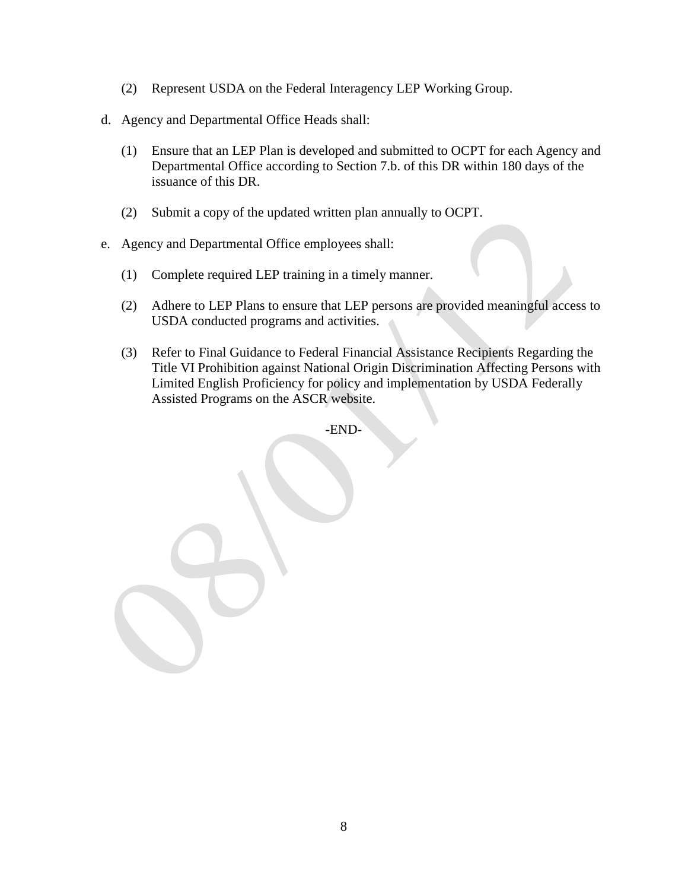(2) Represent USDA on the Federal Interagency LEP Working Group.

d. Agency and Departmental Office Heads shall:

(1) Ensure that an LEP Plan is developed and submitted to OCPT for each Agency and Departmental Office according to Section 7.b. of this DR within 180 days of the issuance of this DR.

(2) Submit a copy of the updated written plan annually to OCPT.

e. Agency and Departmental Office employees shall:

(1) Complete required LEP training in a timely manner.

(2) Adhere to LEP Plans to ensure that LEP persons are provided meaningful access to USDA conducted programs and activities.

(3) Refer to Final Guidance to Federal Financial Assistance Recipients Regarding the Title VI Prohibition against National Origin Discrimination Affecting Persons with Limited English Proficiency for policy and implementation by USDA Federally Assisted Programs on the ASCR website.

-END-